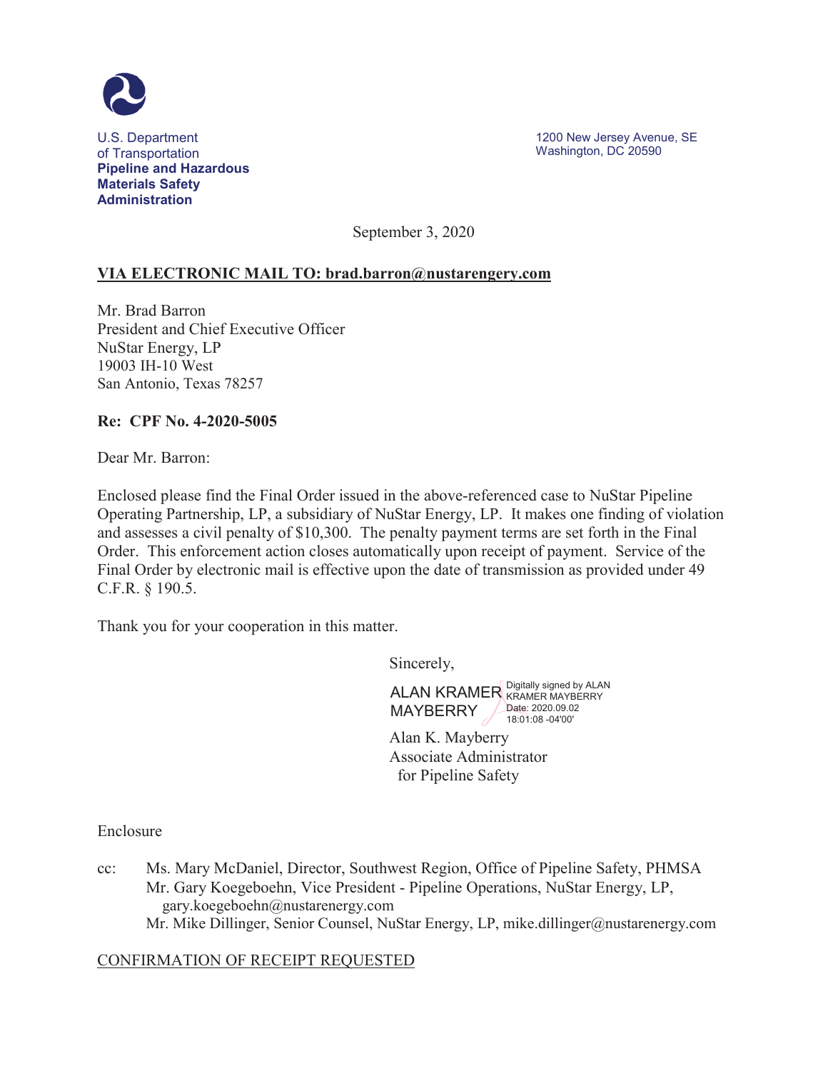U.S. Department of Transportation
**Pipeline and Hazardous Materials Safety Administration**

1200 New Jersey Avenue, SE
Washington, DC 20590

September 3, 2020

**VIA ELECTRONIC MAIL TO: brad.barron@nustarengery.com**

Mr. Brad Barron
President and Chief Executive Officer
NuStar Energy, LP
19003 IH-10 West
San Antonio, Texas 78257

**Re: CPF No. 4-2020-5005**

Dear Mr. Barron:

Enclosed please find the Final Order issued in the above-referenced case to NuStar Pipeline Operating Partnership, LP, a subsidiary of NuStar Energy, LP. It makes one finding of violation and assesses a civil penalty of $10,300. The penalty payment terms are set forth in the Final Order. This enforcement action closes automatically upon receipt of payment. Service of the Final Order by electronic mail is effective upon the date of transmission as provided under 49 C.F.R. § 190.5.

Thank you for your cooperation in this matter.

Sincerely,

ALAN KRAMER MAYBERRY
Digitally signed by ALAN KRAMER MAYBERRY
Date: 2020.09.02 18:01:08 -04'00'

Alan K. Mayberry
Associate Administrator
for Pipeline Safety

Enclosure

cc: Ms. Mary McDaniel, Director, Southwest Region, Office of Pipeline Safety, PHMSA
Mr. Gary Koegeboehn, Vice President - Pipeline Operations, NuStar Energy, LP, gary.koegeboehn@nustarenergy.com
Mr. Mike Dillinger, Senior Counsel, NuStar Energy, LP, mike.dillinger@nustarenergy.com

CONFIRMATION OF RECEIPT REQUESTED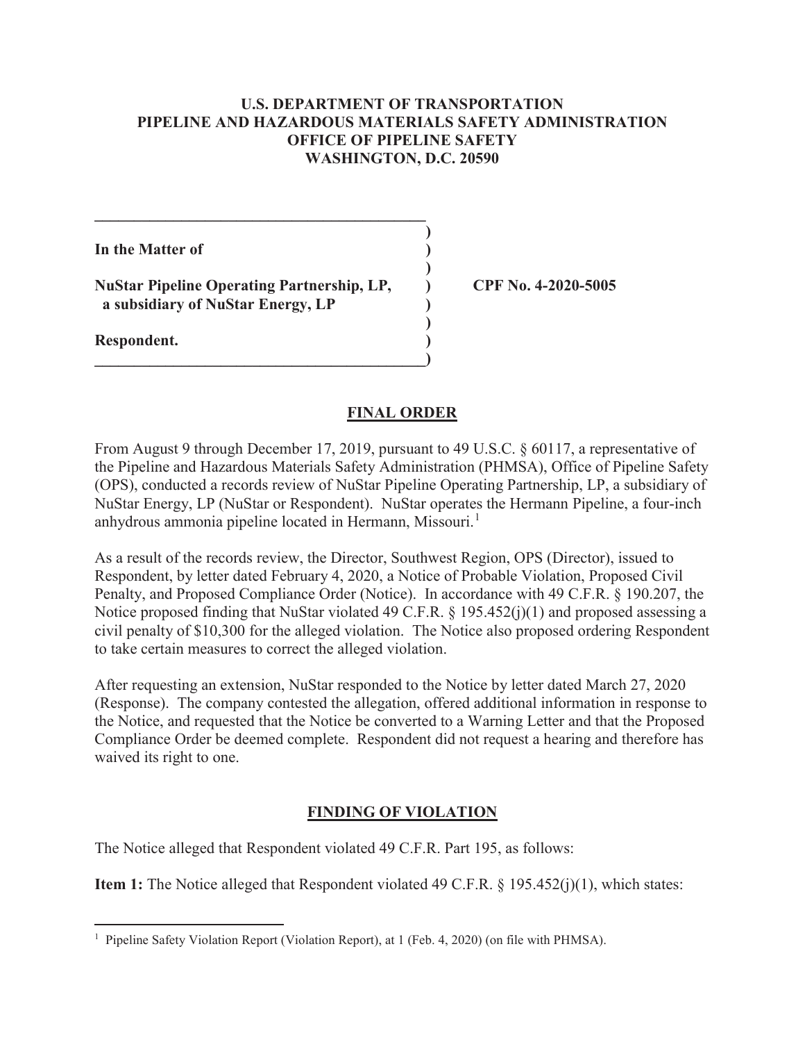**U.S. DEPARTMENT OF TRANSPORTATION**
**PIPELINE AND HAZARDOUS MATERIALS SAFETY ADMINISTRATION**
**OFFICE OF PIPELINE SAFETY**
**WASHINGTON, D.C. 20590**

**In the Matter of**

**NuStar Pipeline Operating Partnership, LP, a subsidiary of NuStar Energy, LP**

**Respondent.**

**CPF No. 4-2020-5005**

## FINAL ORDER

From August 9 through December 17, 2019, pursuant to 49 U.S.C. § 60117, a representative of the Pipeline and Hazardous Materials Safety Administration (PHMSA), Office of Pipeline Safety (OPS), conducted a records review of NuStar Pipeline Operating Partnership, LP, a subsidiary of NuStar Energy, LP (NuStar or Respondent). NuStar operates the Hermann Pipeline, a four-inch anhydrous ammonia pipeline located in Hermann, Missouri.[1]

As a result of the records review, the Director, Southwest Region, OPS (Director), issued to Respondent, by letter dated February 4, 2020, a Notice of Probable Violation, Proposed Civil Penalty, and Proposed Compliance Order (Notice). In accordance with 49 C.F.R. § 190.207, the Notice proposed finding that NuStar violated 49 C.F.R. § 195.452(j)(1) and proposed assessing a civil penalty of $10,300 for the alleged violation. The Notice also proposed ordering Respondent to take certain measures to correct the alleged violation.

After requesting an extension, NuStar responded to the Notice by letter dated March 27, 2020 (Response). The company contested the allegation, offered additional information in response to the Notice, and requested that the Notice be converted to a Warning Letter and that the Proposed Compliance Order be deemed complete. Respondent did not request a hearing and therefore has waived its right to one.

## FINDING OF VIOLATION

The Notice alleged that Respondent violated 49 C.F.R. Part 195, as follows:

**Item 1:** The Notice alleged that Respondent violated 49 C.F.R. § 195.452(j)(1), which states:

[1] Pipeline Safety Violation Report (Violation Report), at 1 (Feb. 4, 2020) (on file with PHMSA).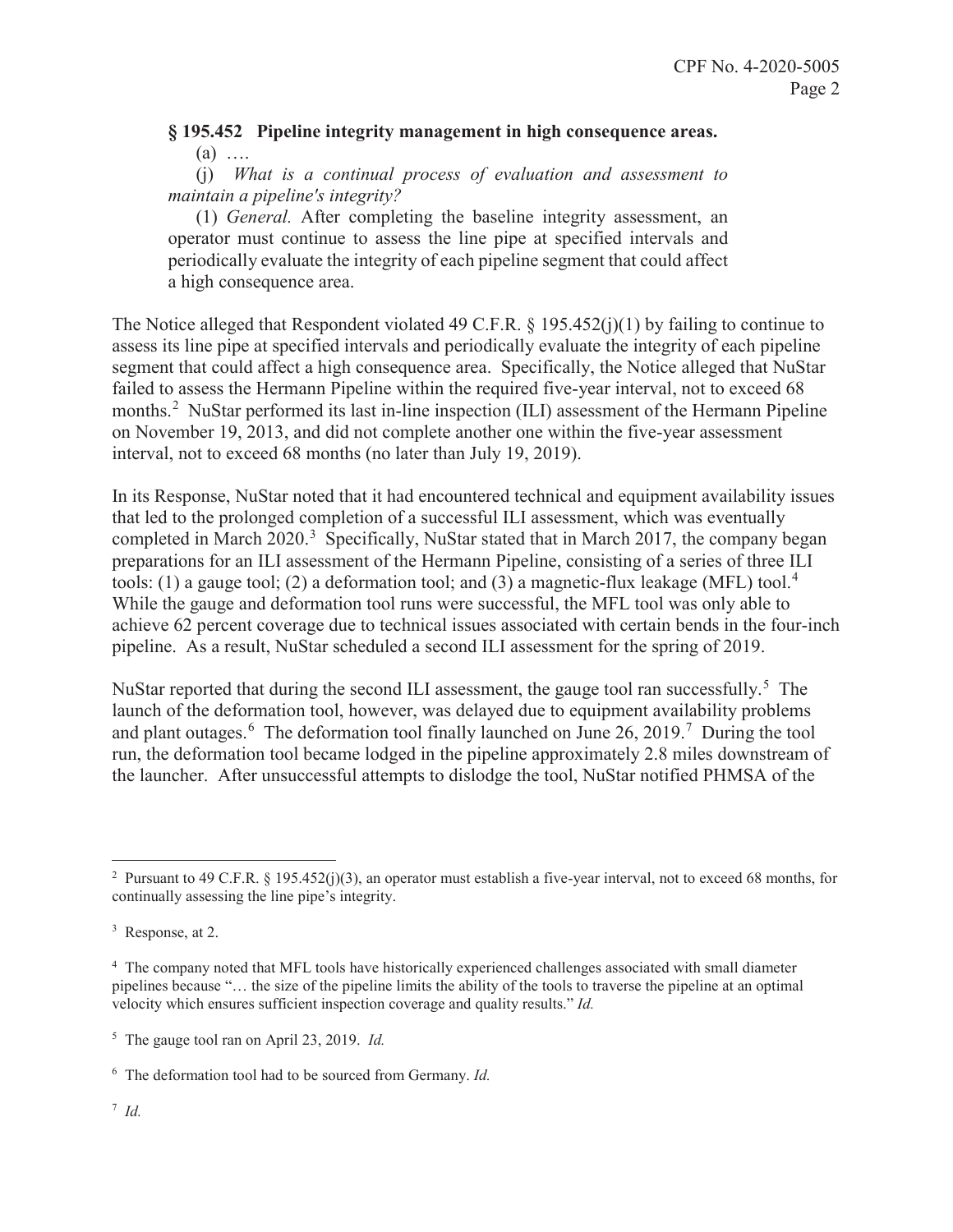**§ 195.452 Pipeline integrity management in high consequence areas.**

(a) ….

(j) *What is a continual process of evaluation and assessment to maintain a pipeline's integrity?*

(1) *General.* After completing the baseline integrity assessment, an operator must continue to assess the line pipe at specified intervals and periodically evaluate the integrity of each pipeline segment that could affect a high consequence area.

The Notice alleged that Respondent violated 49 C.F.R. § 195.452(j)(1) by failing to continue to assess its line pipe at specified intervals and periodically evaluate the integrity of each pipeline segment that could affect a high consequence area. Specifically, the Notice alleged that NuStar failed to assess the Hermann Pipeline within the required five-year interval, not to exceed 68 months.[2] NuStar performed its last in-line inspection (ILI) assessment of the Hermann Pipeline on November 19, 2013, and did not complete another one within the five-year assessment interval, not to exceed 68 months (no later than July 19, 2019).

In its Response, NuStar noted that it had encountered technical and equipment availability issues that led to the prolonged completion of a successful ILI assessment, which was eventually completed in March 2020.[3] Specifically, NuStar stated that in March 2017, the company began preparations for an ILI assessment of the Hermann Pipeline, consisting of a series of three ILI tools: (1) a gauge tool; (2) a deformation tool; and (3) a magnetic-flux leakage (MFL) tool.[4] While the gauge and deformation tool runs were successful, the MFL tool was only able to achieve 62 percent coverage due to technical issues associated with certain bends in the four-inch pipeline. As a result, NuStar scheduled a second ILI assessment for the spring of 2019.

NuStar reported that during the second ILI assessment, the gauge tool ran successfully.[5] The launch of the deformation tool, however, was delayed due to equipment availability problems and plant outages.[6] The deformation tool finally launched on June 26, 2019.[7] During the tool run, the deformation tool became lodged in the pipeline approximately 2.8 miles downstream of the launcher. After unsuccessful attempts to dislodge the tool, NuStar notified PHMSA of the

---

[2] Pursuant to 49 C.F.R. § 195.452(j)(3), an operator must establish a five-year interval, not to exceed 68 months, for continually assessing the line pipe's integrity.

[3] Response, at 2.

[4] The company noted that MFL tools have historically experienced challenges associated with small diameter pipelines because "… the size of the pipeline limits the ability of the tools to traverse the pipeline at an optimal velocity which ensures sufficient inspection coverage and quality results." *Id.*

[5] The gauge tool ran on April 23, 2019. *Id.*

[6] The deformation tool had to be sourced from Germany. *Id.*

[7] *Id.*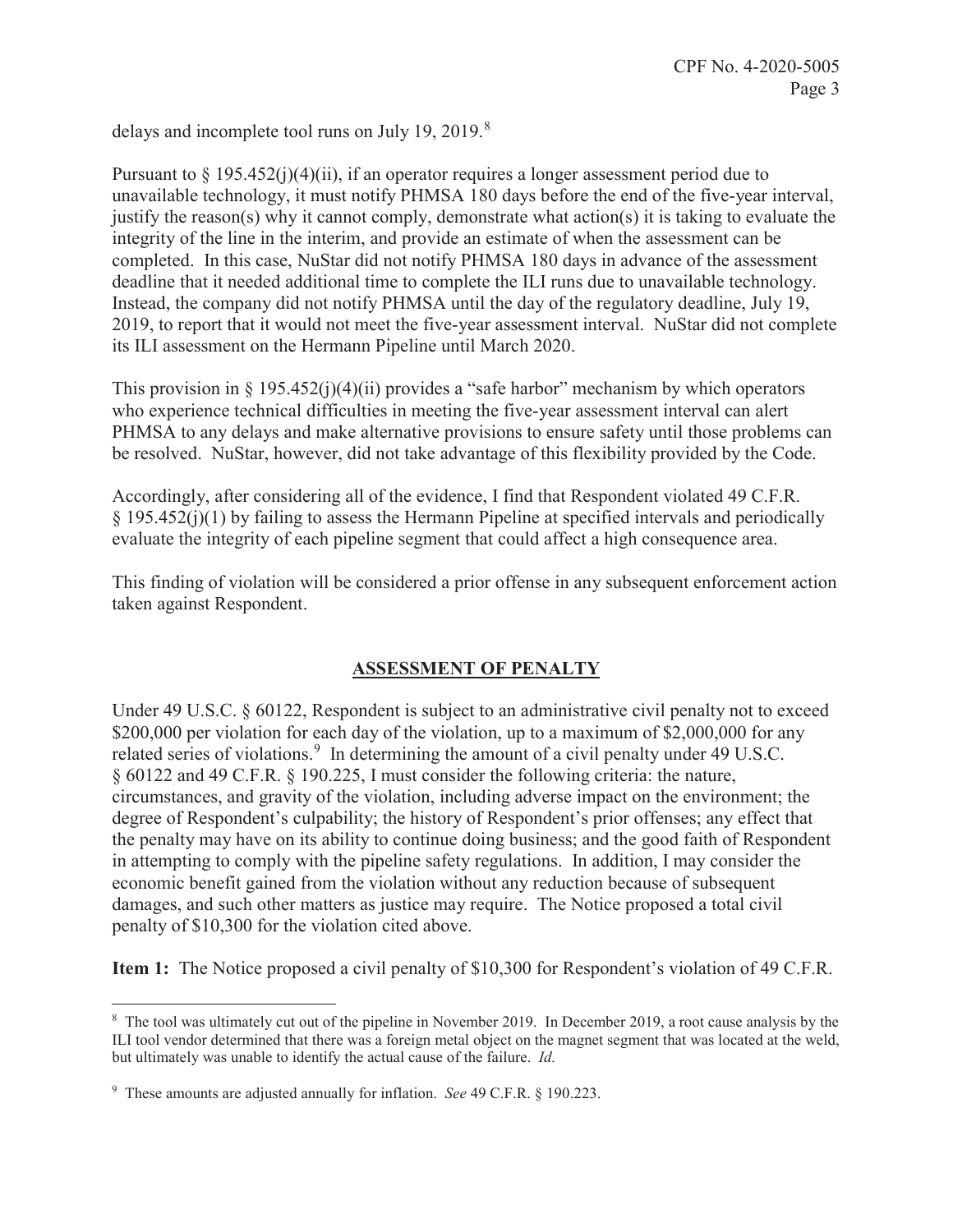delays and incomplete tool runs on July 19, 2019.[8]

Pursuant to § 195.452(j)(4)(ii), if an operator requires a longer assessment period due to unavailable technology, it must notify PHMSA 180 days before the end of the five-year interval, justify the reason(s) why it cannot comply, demonstrate what action(s) it is taking to evaluate the integrity of the line in the interim, and provide an estimate of when the assessment can be completed. In this case, NuStar did not notify PHMSA 180 days in advance of the assessment deadline that it needed additional time to complete the ILI runs due to unavailable technology. Instead, the company did not notify PHMSA until the day of the regulatory deadline, July 19, 2019, to report that it would not meet the five-year assessment interval. NuStar did not complete its ILI assessment on the Hermann Pipeline until March 2020.

This provision in § 195.452(j)(4)(ii) provides a "safe harbor" mechanism by which operators who experience technical difficulties in meeting the five-year assessment interval can alert PHMSA to any delays and make alternative provisions to ensure safety until those problems can be resolved. NuStar, however, did not take advantage of this flexibility provided by the Code.

Accordingly, after considering all of the evidence, I find that Respondent violated 49 C.F.R. § 195.452(j)(1) by failing to assess the Hermann Pipeline at specified intervals and periodically evaluate the integrity of each pipeline segment that could affect a high consequence area.

This finding of violation will be considered a prior offense in any subsequent enforcement action taken against Respondent.

## ASSESSMENT OF PENALTY

Under 49 U.S.C. § 60122, Respondent is subject to an administrative civil penalty not to exceed $200,000 per violation for each day of the violation, up to a maximum of $2,000,000 for any related series of violations.[9] In determining the amount of a civil penalty under 49 U.S.C. § 60122 and 49 C.F.R. § 190.225, I must consider the following criteria: the nature, circumstances, and gravity of the violation, including adverse impact on the environment; the degree of Respondent's culpability; the history of Respondent's prior offenses; any effect that the penalty may have on its ability to continue doing business; and the good faith of Respondent in attempting to comply with the pipeline safety regulations. In addition, I may consider the economic benefit gained from the violation without any reduction because of subsequent damages, and such other matters as justice may require. The Notice proposed a total civil penalty of $10,300 for the violation cited above.

**Item 1:** The Notice proposed a civil penalty of $10,300 for Respondent's violation of 49 C.F.R.

---

[8] The tool was ultimately cut out of the pipeline in November 2019. In December 2019, a root cause analysis by the ILI tool vendor determined that there was a foreign metal object on the magnet segment that was located at the weld, but ultimately was unable to identify the actual cause of the failure. *Id.*

[9] These amounts are adjusted annually for inflation. *See* 49 C.F.R. § 190.223.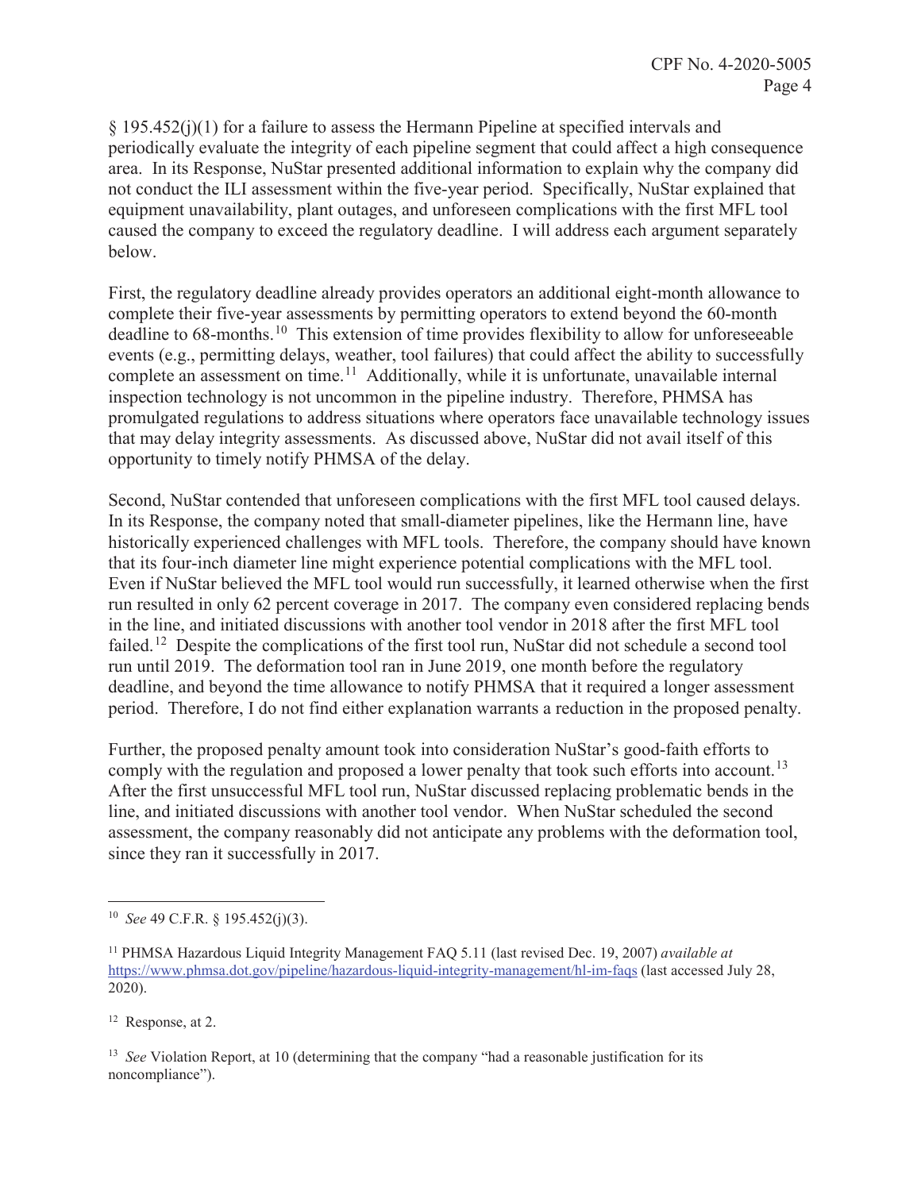§ 195.452(j)(1) for a failure to assess the Hermann Pipeline at specified intervals and periodically evaluate the integrity of each pipeline segment that could affect a high consequence area. In its Response, NuStar presented additional information to explain why the company did not conduct the ILI assessment within the five-year period. Specifically, NuStar explained that equipment unavailability, plant outages, and unforeseen complications with the first MFL tool caused the company to exceed the regulatory deadline. I will address each argument separately below.

First, the regulatory deadline already provides operators an additional eight-month allowance to complete their five-year assessments by permitting operators to extend beyond the 60-month deadline to 68-months.[10] This extension of time provides flexibility to allow for unforeseeable events (e.g., permitting delays, weather, tool failures) that could affect the ability to successfully complete an assessment on time.[11] Additionally, while it is unfortunate, unavailable internal inspection technology is not uncommon in the pipeline industry. Therefore, PHMSA has promulgated regulations to address situations where operators face unavailable technology issues that may delay integrity assessments. As discussed above, NuStar did not avail itself of this opportunity to timely notify PHMSA of the delay.

Second, NuStar contended that unforeseen complications with the first MFL tool caused delays. In its Response, the company noted that small-diameter pipelines, like the Hermann line, have historically experienced challenges with MFL tools. Therefore, the company should have known that its four-inch diameter line might experience potential complications with the MFL tool. Even if NuStar believed the MFL tool would run successfully, it learned otherwise when the first run resulted in only 62 percent coverage in 2017. The company even considered replacing bends in the line, and initiated discussions with another tool vendor in 2018 after the first MFL tool failed.[12] Despite the complications of the first tool run, NuStar did not schedule a second tool run until 2019. The deformation tool ran in June 2019, one month before the regulatory deadline, and beyond the time allowance to notify PHMSA that it required a longer assessment period. Therefore, I do not find either explanation warrants a reduction in the proposed penalty.

Further, the proposed penalty amount took into consideration NuStar's good-faith efforts to comply with the regulation and proposed a lower penalty that took such efforts into account.[13] After the first unsuccessful MFL tool run, NuStar discussed replacing problematic bends in the line, and initiated discussions with another tool vendor. When NuStar scheduled the second assessment, the company reasonably did not anticipate any problems with the deformation tool, since they ran it successfully in 2017.

---

[10] *See* 49 C.F.R. § 195.452(j)(3).

[11] PHMSA Hazardous Liquid Integrity Management FAQ 5.11 (last revised Dec. 19, 2007) *available at* https://www.phmsa.dot.gov/pipeline/hazardous-liquid-integrity-management/hl-im-faqs (last accessed July 28, 2020).

[12] Response, at 2.

[13] *See* Violation Report, at 10 (determining that the company "had a reasonable justification for its noncompliance").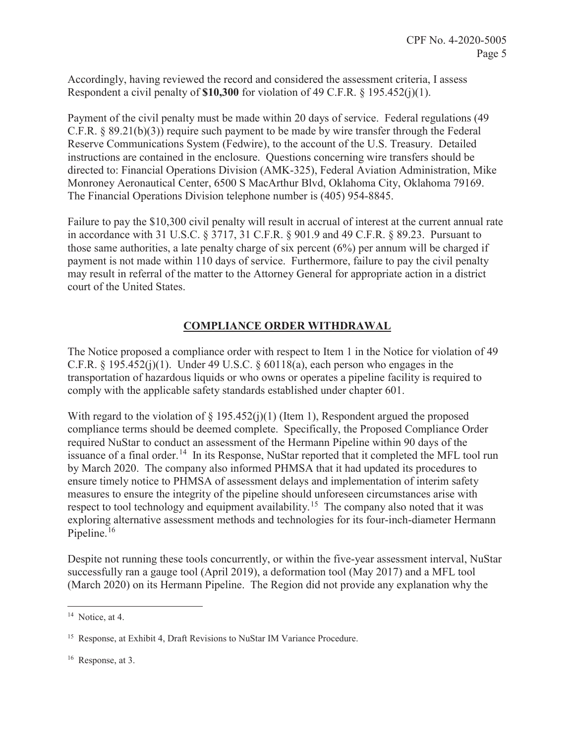Accordingly, having reviewed the record and considered the assessment criteria, I assess Respondent a civil penalty of **$10,300** for violation of 49 C.F.R. § 195.452(j)(1).

Payment of the civil penalty must be made within 20 days of service. Federal regulations (49 C.F.R. § 89.21(b)(3)) require such payment to be made by wire transfer through the Federal Reserve Communications System (Fedwire), to the account of the U.S. Treasury. Detailed instructions are contained in the enclosure. Questions concerning wire transfers should be directed to: Financial Operations Division (AMK-325), Federal Aviation Administration, Mike Monroney Aeronautical Center, 6500 S MacArthur Blvd, Oklahoma City, Oklahoma 79169. The Financial Operations Division telephone number is (405) 954-8845.

Failure to pay the $10,300 civil penalty will result in accrual of interest at the current annual rate in accordance with 31 U.S.C. § 3717, 31 C.F.R. § 901.9 and 49 C.F.R. § 89.23. Pursuant to those same authorities, a late penalty charge of six percent (6%) per annum will be charged if payment is not made within 110 days of service. Furthermore, failure to pay the civil penalty may result in referral of the matter to the Attorney General for appropriate action in a district court of the United States.

## COMPLIANCE ORDER WITHDRAWAL

The Notice proposed a compliance order with respect to Item 1 in the Notice for violation of 49 C.F.R. § 195.452(j)(1). Under 49 U.S.C. § 60118(a), each person who engages in the transportation of hazardous liquids or who owns or operates a pipeline facility is required to comply with the applicable safety standards established under chapter 601.

With regard to the violation of § 195.452(j)(1) (Item 1), Respondent argued the proposed compliance terms should be deemed complete. Specifically, the Proposed Compliance Order required NuStar to conduct an assessment of the Hermann Pipeline within 90 days of the issuance of a final order.[14] In its Response, NuStar reported that it completed the MFL tool run by March 2020. The company also informed PHMSA that it had updated its procedures to ensure timely notice to PHMSA of assessment delays and implementation of interim safety measures to ensure the integrity of the pipeline should unforeseen circumstances arise with respect to tool technology and equipment availability.[15] The company also noted that it was exploring alternative assessment methods and technologies for its four-inch-diameter Hermann Pipeline.[16]

Despite not running these tools concurrently, or within the five-year assessment interval, NuStar successfully ran a gauge tool (April 2019), a deformation tool (May 2017) and a MFL tool (March 2020) on its Hermann Pipeline. The Region did not provide any explanation why the

---

[14] Notice, at 4.

[15] Response, at Exhibit 4, Draft Revisions to NuStar IM Variance Procedure.

[16] Response, at 3.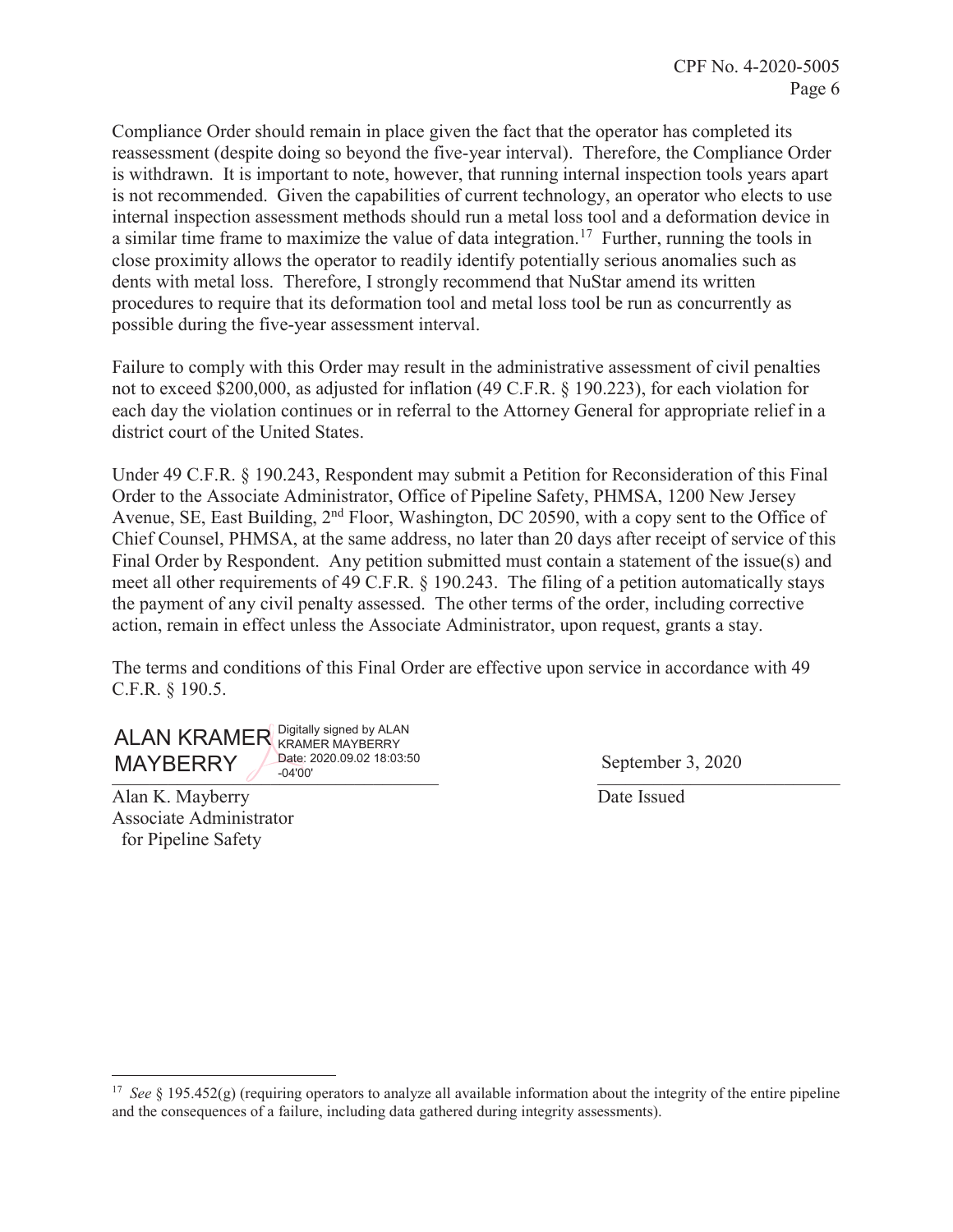Compliance Order should remain in place given the fact that the operator has completed its reassessment (despite doing so beyond the five-year interval). Therefore, the Compliance Order is withdrawn. It is important to note, however, that running internal inspection tools years apart is not recommended. Given the capabilities of current technology, an operator who elects to use internal inspection assessment methods should run a metal loss tool and a deformation device in a similar time frame to maximize the value of data integration.[17] Further, running the tools in close proximity allows the operator to readily identify potentially serious anomalies such as dents with metal loss. Therefore, I strongly recommend that NuStar amend its written procedures to require that its deformation tool and metal loss tool be run as concurrently as possible during the five-year assessment interval.

Failure to comply with this Order may result in the administrative assessment of civil penalties not to exceed $200,000, as adjusted for inflation (49 C.F.R. § 190.223), for each violation for each day the violation continues or in referral to the Attorney General for appropriate relief in a district court of the United States.

Under 49 C.F.R. § 190.243, Respondent may submit a Petition for Reconsideration of this Final Order to the Associate Administrator, Office of Pipeline Safety, PHMSA, 1200 New Jersey Avenue, SE, East Building, 2nd Floor, Washington, DC 20590, with a copy sent to the Office of Chief Counsel, PHMSA, at the same address, no later than 20 days after receipt of service of this Final Order by Respondent. Any petition submitted must contain a statement of the issue(s) and meet all other requirements of 49 C.F.R. § 190.243. The filing of a petition automatically stays the payment of any civil penalty assessed. The other terms of the order, including corrective action, remain in effect unless the Associate Administrator, upon request, grants a stay.

The terms and conditions of this Final Order are effective upon service in accordance with 49 C.F.R. § 190.5.

ALAN KRAMER MAYBERRY — Digitally signed by ALAN KRAMER MAYBERRY Date: 2020.09.02 18:03:50 -04'00'

Alan K. Mayberry
Associate Administrator
for Pipeline Safety

September 3, 2020

Date Issued

---

[17] *See* § 195.452(g) (requiring operators to analyze all available information about the integrity of the entire pipeline and the consequences of a failure, including data gathered during integrity assessments).